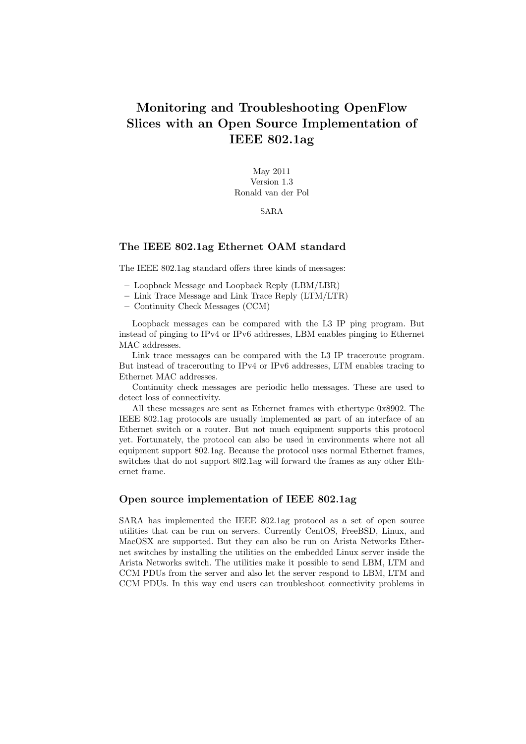# Monitoring and Troubleshooting OpenFlow Slices with an Open Source Implementation of IEEE 802.1ag

May 2011
Version 1.3
Ronald van der Pol

SARA

## The IEEE 802.1ag Ethernet OAM standard

The IEEE 802.1ag standard offers three kinds of messages:

- Loopback Message and Loopback Reply (LBM/LBR)
- Link Trace Message and Link Trace Reply (LTM/LTR)
- Continuity Check Messages (CCM)

Loopback messages can be compared with the L3 IP ping program. But instead of pinging to IPv4 or IPv6 addresses, LBM enables pinging to Ethernet MAC addresses.

Link trace messages can be compared with the L3 IP traceroute program. But instead of tracerouting to IPv4 or IPv6 addresses, LTM enables tracing to Ethernet MAC addresses.

Continuity check messages are periodic hello messages. These are used to detect loss of connectivity.

All these messages are sent as Ethernet frames with ethertype 0x8902. The IEEE 802.1ag protocols are usually implemented as part of an interface of an Ethernet switch or a router. But not much equipment supports this protocol yet. Fortunately, the protocol can also be used in environments where not all equipment support 802.1ag. Because the protocol uses normal Ethernet frames, switches that do not support 802.1ag will forward the frames as any other Ethernet frame.

## Open source implementation of IEEE 802.1ag

SARA has implemented the IEEE 802.1ag protocol as a set of open source utilities that can be run on servers. Currently CentOS, FreeBSD, Linux, and MacOSX are supported. But they can also be run on Arista Networks Ethernet switches by installing the utilities on the embedded Linux server inside the Arista Networks switch. The utilities make it possible to send LBM, LTM and CCM PDUs from the server and also let the server respond to LBM, LTM and CCM PDUs. In this way end users can troubleshoot connectivity problems in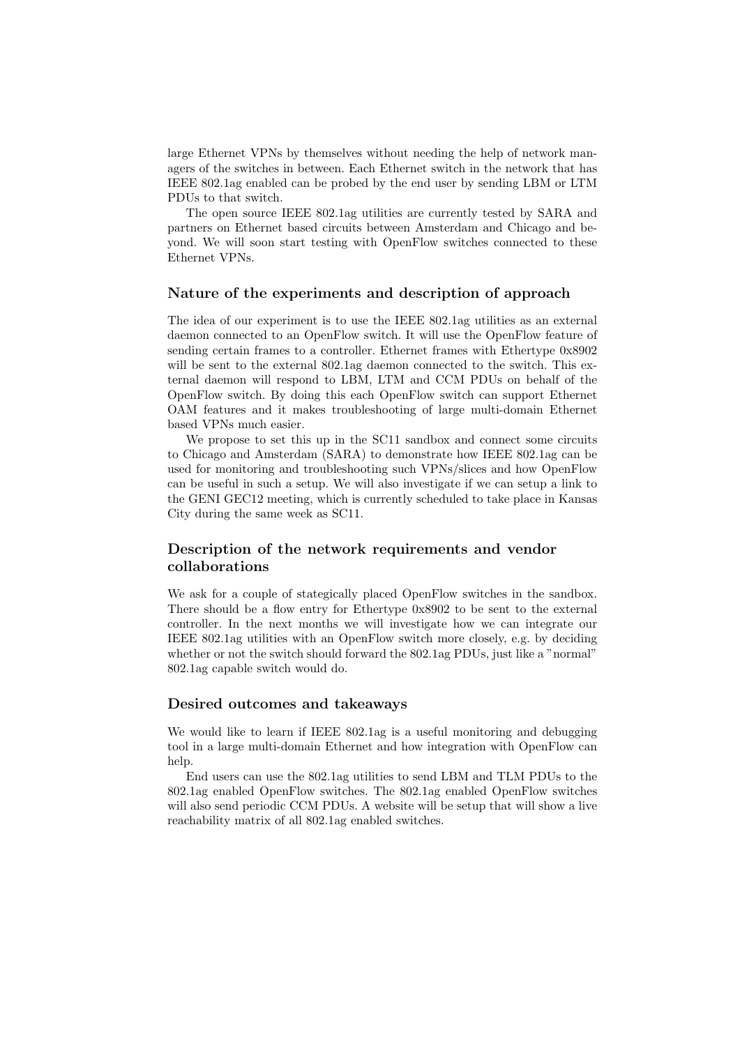large Ethernet VPNs by themselves without needing the help of network managers of the switches in between. Each Ethernet switch in the network that has IEEE 802.1ag enabled can be probed by the end user by sending LBM or LTM PDUs to that switch.

The open source IEEE 802.1ag utilities are currently tested by SARA and partners on Ethernet based circuits between Amsterdam and Chicago and beyond. We will soon start testing with OpenFlow switches connected to these Ethernet VPNs.

### Nature of the experiments and description of approach

The idea of our experiment is to use the IEEE 802.1ag utilities as an external daemon connected to an OpenFlow switch. It will use the OpenFlow feature of sending certain frames to a controller. Ethernet frames with Ethertype 0x8902 will be sent to the external 802.1ag daemon connected to the switch. This external daemon will respond to LBM, LTM and CCM PDUs on behalf of the OpenFlow switch. By doing this each OpenFlow switch can support Ethernet OAM features and it makes troubleshooting of large multi-domain Ethernet based VPNs much easier.

We propose to set this up in the SC11 sandbox and connect some circuits to Chicago and Amsterdam (SARA) to demonstrate how IEEE 802.1ag can be used for monitoring and troubleshooting such VPNs/slices and how OpenFlow can be useful in such a setup. We will also investigate if we can setup a link to the GENI GEC12 meeting, which is currently scheduled to take place in Kansas City during the same week as SC11.

### Description of the network requirements and vendor collaborations

We ask for a couple of stategically placed OpenFlow switches in the sandbox. There should be a flow entry for Ethertype 0x8902 to be sent to the external controller. In the next months we will investigate how we can integrate our IEEE 802.1ag utilities with an OpenFlow switch more closely, e.g. by deciding whether or not the switch should forward the 802.1ag PDUs, just like a "normal" 802.1ag capable switch would do.

### Desired outcomes and takeaways

We would like to learn if IEEE 802.1ag is a useful monitoring and debugging tool in a large multi-domain Ethernet and how integration with OpenFlow can help.

End users can use the 802.1ag utilities to send LBM and TLM PDUs to the 802.1ag enabled OpenFlow switches. The 802.1ag enabled OpenFlow switches will also send periodic CCM PDUs. A website will be setup that will show a live reachability matrix of all 802.1ag enabled switches.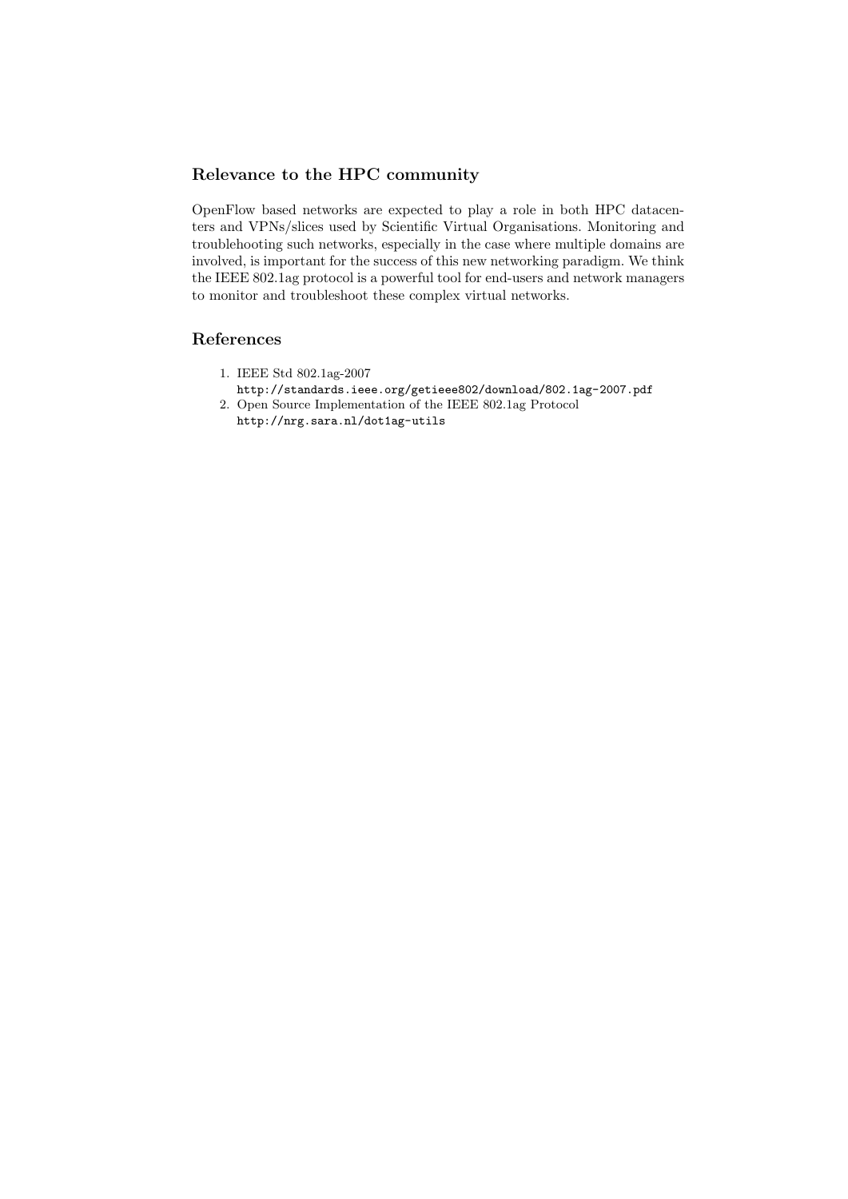## Relevance to the HPC community

OpenFlow based networks are expected to play a role in both HPC datacenters and VPNs/slices used by Scientific Virtual Organisations. Monitoring and troublehooting such networks, especially in the case where multiple domains are involved, is important for the success of this new networking paradigm. We think the IEEE 802.1ag protocol is a powerful tool for end-users and network managers to monitor and troubleshoot these complex virtual networks.

## References

1. IEEE Std 802.1ag-2007
   `http://standards.ieee.org/getieee802/download/802.1ag-2007.pdf`
2. Open Source Implementation of the IEEE 802.1ag Protocol
   `http://nrg.sara.nl/dot1ag-utils`